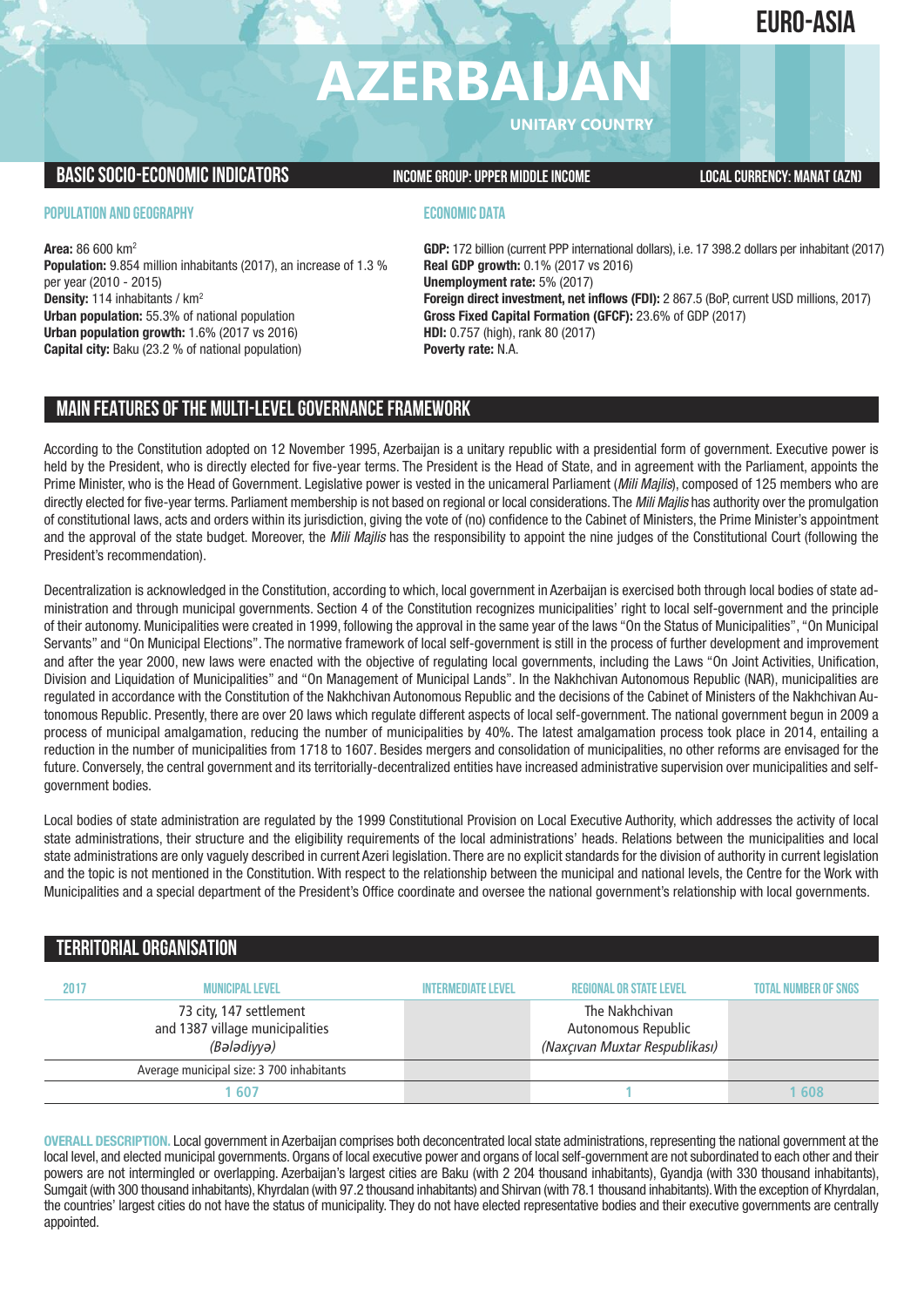EURO-ASIA

# AZERBAIJAN

UNITARY COUNTRY

## BASIC SOCIO-ECONOMIC INDICATORS

INCOME GROUP: UPPER MIDDLE INCOME

LOCAL CURRENCY: MANAT (AZN)

### POPULATION AND GEOGRAPHY

**Area:** 86 600 km$^2$
**Population:** 9.854 million inhabitants (2017), an increase of 1.3 % per year (2010 - 2015)
**Density:** 114 inhabitants / km$^2$
**Urban population:** 55.3% of national population
**Urban population growth:** 1.6% (2017 vs 2016)
**Capital city:** Baku (23.2 % of national population)

### ECONOMIC DATA

**GDP:** 172 billion (current PPP international dollars), i.e. 17 398.2 dollars per inhabitant (2017)
**Real GDP growth:** 0.1% (2017 vs 2016)
**Unemployment rate:** 5% (2017)
**Foreign direct investment, net inflows (FDI):** 2 867.5 (BoP, current USD millions, 2017)
**Gross Fixed Capital Formation (GFCF):** 23.6% of GDP (2017)
**HDI:** 0.757 (high), rank 80 (2017)
**Poverty rate:** N.A.

## MAIN FEATURES OF THE MULTI-LEVEL GOVERNANCE FRAMEWORK

According to the Constitution adopted on 12 November 1995, Azerbaijan is a unitary republic with a presidential form of government. Executive power is held by the President, who is directly elected for five-year terms. The President is the Head of State, and in agreement with the Parliament, appoints the Prime Minister, who is the Head of Government. Legislative power is vested in the unicameral Parliament (*Mili Majlis*), composed of 125 members who are directly elected for five-year terms. Parliament membership is not based on regional or local considerations. The *Mili Majlis* has authority over the promulgation of constitutional laws, acts and orders within its jurisdiction, giving the vote of (no) confidence to the Cabinet of Ministers, the Prime Minister's appointment and the approval of the state budget. Moreover, the *Mili Majlis* has the responsibility to appoint the nine judges of the Constitutional Court (following the President's recommendation).

Decentralization is acknowledged in the Constitution, according to which, local government in Azerbaijan is exercised both through local bodies of state administration and through municipal governments. Section 4 of the Constitution recognizes municipalities' right to local self-government and the principle of their autonomy. Municipalities were created in 1999, following the approval in the same year of the laws "On the Status of Municipalities", "On Municipal Servants" and "On Municipal Elections". The normative framework of local self-government is still in the process of further development and improvement and after the year 2000, new laws were enacted with the objective of regulating local governments, including the Laws "On Joint Activities, Unification, Division and Liquidation of Municipalities" and "On Management of Municipal Lands". In the Nakhchivan Autonomous Republic (NAR), municipalities are regulated in accordance with the Constitution of the Nakhchivan Autonomous Republic and the decisions of the Cabinet of Ministers of the Nakhchivan Autonomous Republic. Presently, there are over 20 laws which regulate different aspects of local self-government. The national government begun in 2009 a process of municipal amalgamation, reducing the number of municipalities by 40%. The latest amalgamation process took place in 2014, entailing a reduction in the number of municipalities from 1718 to 1607. Besides mergers and consolidation of municipalities, no other reforms are envisaged for the future. Conversely, the central government and its territorially-decentralized entities have increased administrative supervision over municipalities and self-government bodies.

Local bodies of state administration are regulated by the 1999 Constitutional Provision on Local Executive Authority, which addresses the activity of local state administrations, their structure and the eligibility requirements of the local administrations' heads. Relations between the municipalities and local state administrations are only vaguely described in current Azeri legislation. There are no explicit standards for the division of authority in current legislation and the topic is not mentioned in the Constitution. With respect to the relationship between the municipal and national levels, the Centre for the Work with Municipalities and a special department of the President's Office coordinate and oversee the national government's relationship with local governments.

## TERRITORIAL ORGANISATION

| 2017 | MUNICIPAL LEVEL | INTERMEDIATE LEVEL | REGIONAL OR STATE LEVEL | TOTAL NUMBER OF SNGS |
|---|---|---|---|---|
| | 73 city, 147 settlement and 1387 village municipalities (*Bələdiyyə*) | | The Nakhchivan Autonomous Republic (*Naxçıvan Muxtar Respublikası*) | |
| | Average municipal size: 3 700 inhabitants | | | |
| | 1 607 | | 1 | 1 608 |

**OVERALL DESCRIPTION.** Local government in Azerbaijan comprises both deconcentrated local state administrations, representing the national government at the local level, and elected municipal governments. Organs of local executive power and organs of local self-government are not subordinated to each other and their powers are not intermingled or overlapping. Azerbaijan's largest cities are Baku (with 2 204 thousand inhabitants), Gyandja (with 330 thousand inhabitants), Sumgait (with 300 thousand inhabitants), Khyrdalan (with 97.2 thousand inhabitants) and Shirvan (with 78.1 thousand inhabitants). With the exception of Khyrdalan, the countries' largest cities do not have the status of municipality. They do not have elected representative bodies and their executive governments are centrally appointed.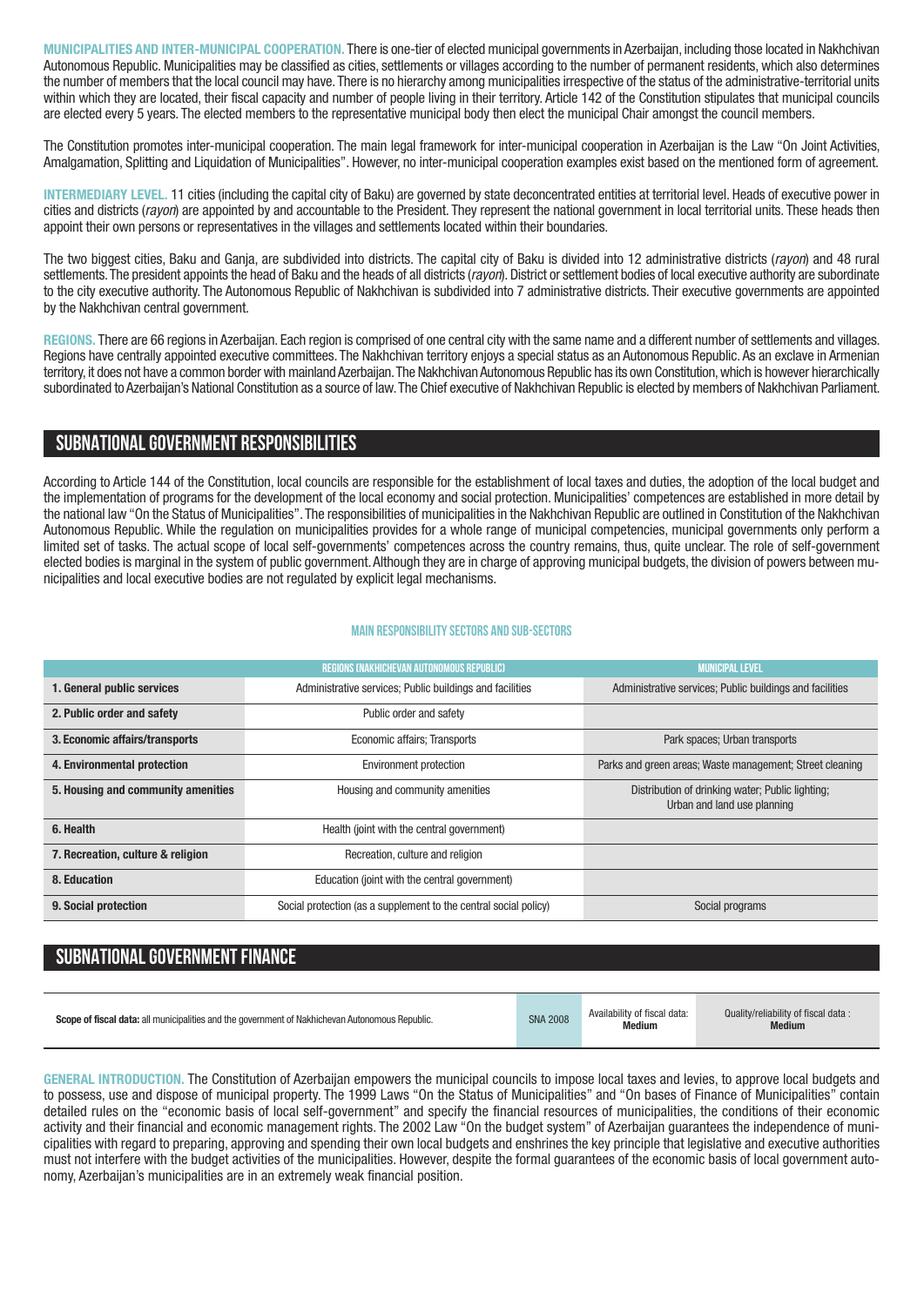**MUNICIPALITIES AND INTER-MUNICIPAL COOPERATION.** There is one-tier of elected municipal governments in Azerbaijan, including those located in Nakhchivan Autonomous Republic. Municipalities may be classified as cities, settlements or villages according to the number of permanent residents, which also determines the number of members that the local council may have. There is no hierarchy among municipalities irrespective of the status of the administrative-territorial units within which they are located, their fiscal capacity and number of people living in their territory. Article 142 of the Constitution stipulates that municipal councils are elected every 5 years. The elected members to the representative municipal body then elect the municipal Chair amongst the council members.

The Constitution promotes inter-municipal cooperation. The main legal framework for inter-municipal cooperation in Azerbaijan is the Law "On Joint Activities, Amalgamation, Splitting and Liquidation of Municipalities". However, no inter-municipal cooperation examples exist based on the mentioned form of agreement.

**INTERMEDIARY LEVEL.** 11 cities (including the capital city of Baku) are governed by state deconcentrated entities at territorial level. Heads of executive power in cities and districts (*rayon*) are appointed by and accountable to the President. They represent the national government in local territorial units. These heads then appoint their own persons or representatives in the villages and settlements located within their boundaries.

The two biggest cities, Baku and Ganja, are subdivided into districts. The capital city of Baku is divided into 12 administrative districts (*rayon*) and 48 rural settlements. The president appoints the head of Baku and the heads of all districts (*rayon*). District or settlement bodies of local executive authority are subordinate to the city executive authority. The Autonomous Republic of Nakhchivan is subdivided into 7 administrative districts. Their executive governments are appointed by the Nakhchivan central government.

**REGIONS.** There are 66 regions in Azerbaijan. Each region is comprised of one central city with the same name and a different number of settlements and villages. Regions have centrally appointed executive committees. The Nakhchivan territory enjoys a special status as an Autonomous Republic. As an exclave in Armenian territory, it does not have a common border with mainland Azerbaijan. The Nakhchivan Autonomous Republic has its own Constitution, which is however hierarchically subordinated to Azerbaijan's National Constitution as a source of law. The Chief executive of Nakhchivan Republic is elected by members of Nakhchivan Parliament.

## SUBNATIONAL GOVERNMENT RESPONSIBILITIES

According to Article 144 of the Constitution, local councils are responsible for the establishment of local taxes and duties, the adoption of the local budget and the implementation of programs for the development of the local economy and social protection. Municipalities' competences are established in more detail by the national law "On the Status of Municipalities". The responsibilities of municipalities in the Nakhchivan Republic are outlined in Constitution of the Nakhchivan Autonomous Republic. While the regulation on municipalities provides for a whole range of municipal competencies, municipal governments only perform a limited set of tasks. The actual scope of local self-governments' competences across the country remains, thus, quite unclear. The role of self-government elected bodies is marginal in the system of public government. Although they are in charge of approving municipal budgets, the division of powers between municipalities and local executive bodies are not regulated by explicit legal mechanisms.

### MAIN RESPONSIBILITY SECTORS AND SUB-SECTORS

| | REGIONS (NAKHICHEVAN AUTONOMOUS REPUBLIC) | MUNICIPAL LEVEL |
|---|---|---|
| **1. General public services** | Administrative services; Public buildings and facilities | Administrative services; Public buildings and facilities |
| **2. Public order and safety** | Public order and safety | |
| **3. Economic affairs/transports** | Economic affairs; Transports | Park spaces; Urban transports |
| **4. Environmental protection** | Environment protection | Parks and green areas; Waste management; Street cleaning |
| **5. Housing and community amenities** | Housing and community amenities | Distribution of drinking water; Public lighting; Urban and land use planning |
| **6. Health** | Health (joint with the central government) | |
| **7. Recreation, culture & religion** | Recreation, culture and religion | |
| **8. Education** | Education (joint with the central government) | |
| **9. Social protection** | Social protection (as a supplement to the central social policy) | Social programs |

## SUBNATIONAL GOVERNMENT FINANCE

| | | | |
|---|---|---|---|
| **Scope of fiscal data:** all municipalities and the government of Nakhichevan Autonomous Republic. | SNA 2008 | Availability of fiscal data: **Medium** | Quality/reliability of fiscal data : **Medium** |

**GENERAL INTRODUCTION.** The Constitution of Azerbaijan empowers the municipal councils to impose local taxes and levies, to approve local budgets and to possess, use and dispose of municipal property. The 1999 Laws "On the Status of Municipalities" and "On bases of Finance of Municipalities" contain detailed rules on the "economic basis of local self-government" and specify the financial resources of municipalities, the conditions of their economic activity and their financial and economic management rights. The 2002 Law "On the budget system" of Azerbaijan guarantees the independence of municipalities with regard to preparing, approving and spending their own local budgets and enshrines the key principle that legislative and executive authorities must not interfere with the budget activities of the municipalities. However, despite the formal guarantees of the economic basis of local government autonomy, Azerbaijan's municipalities are in an extremely weak financial position.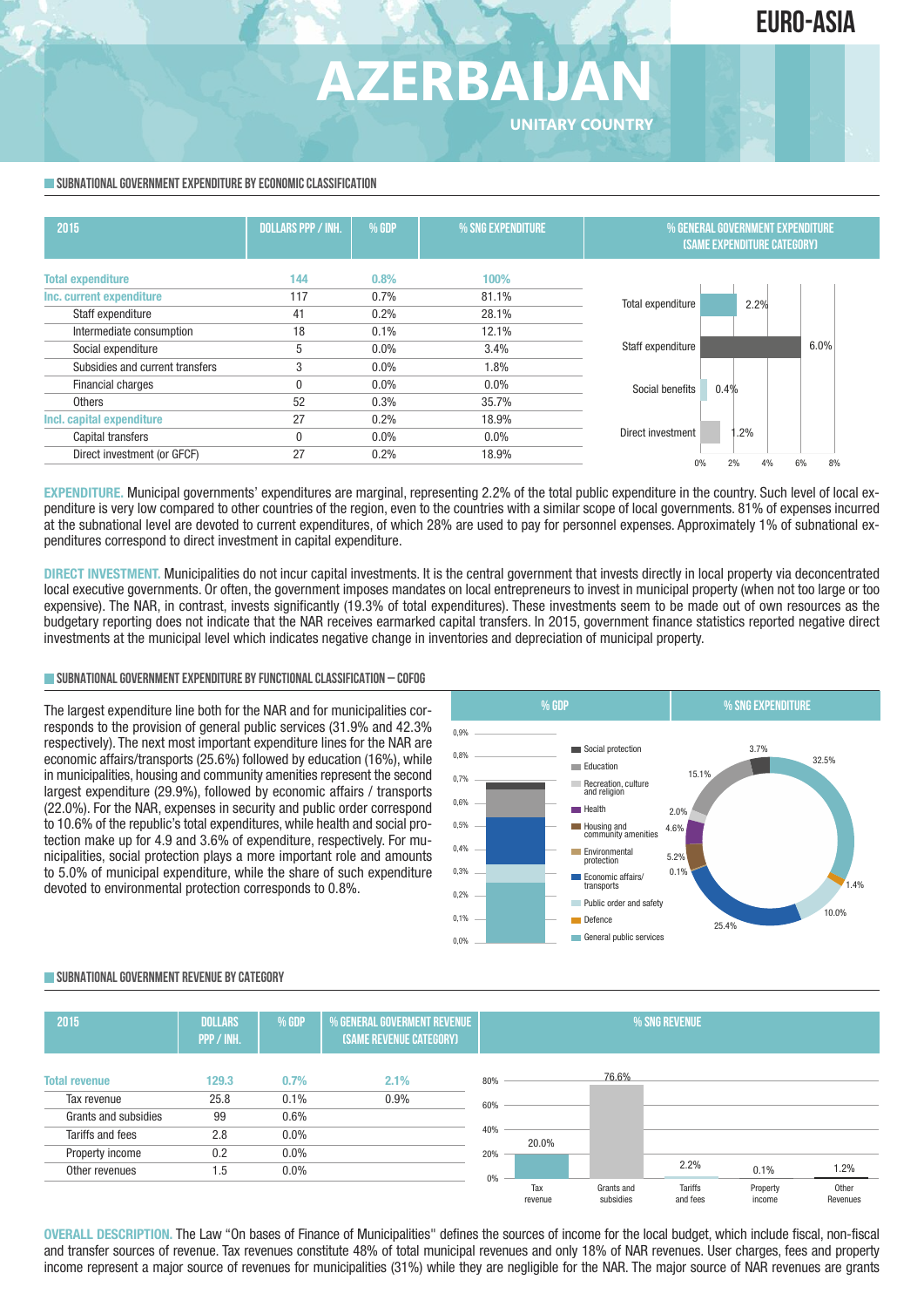EURO-ASIA

# AZERBAIJAN

UNITARY COUNTRY

## SUBNATIONAL GOVERNMENT EXPENDITURE BY ECONOMIC CLASSIFICATION

| 2015 | DOLLARS PPP / INH. | % GDP | % SNG EXPENDITURE |
|---|---|---|---|
| **Total expenditure** | **144** | **0.8%** | **100%** |
| **Inc. current expenditure** | 117 | 0.7% | 81.1% |
| Staff expenditure | 41 | 0.2% | 28.1% |
| Intermediate consumption | 18 | 0.1% | 12.1% |
| Social expenditure | 5 | 0.0% | 3.4% |
| Subsidies and current transfers | 3 | 0.0% | 1.8% |
| Financial charges | 0 | 0.0% | 0.0% |
| Others | 52 | 0.3% | 35.7% |
| **Incl. capital expenditure** | 27 | 0.2% | 18.9% |
| Capital transfers | 0 | 0.0% | 0.0% |
| Direct investment (or GFCF) | 27 | 0.2% | 18.9% |

% GENERAL GOVERNMENT EXPENDITURE (SAME EXPENDITURE CATEGORY)

Total expenditure 2.2%
Staff expenditure 6.0%
Social benefits 0.4%
Direct investment 1.2%
0% 2% 4% 6% 8%

**EXPENDITURE.** Municipal governments' expenditures are marginal, representing 2.2% of the total public expenditure in the country. Such level of local expenditure is very low compared to other countries of the region, even to the countries with a similar scope of local governments. 81% of expenses incurred at the subnational level are devoted to current expenditures, of which 28% are used to pay for personnel expenses. Approximately 1% of subnational expenditures correspond to direct investment in capital expenditure.

**DIRECT INVESTMENT.** Municipalities do not incur capital investments. It is the central government that invests directly in local property via deconcentrated local executive governments. Or often, the government imposes mandates on local entrepreneurs to invest in municipal property (when not too large or too expensive). The NAR, in contrast, invests significantly (19.3% of total expenditures). These investments seem to be made out of own resources as the budgetary reporting does not indicate that the NAR receives earmarked capital transfers. In 2015, government finance statistics reported negative direct investments at the municipal level which indicates negative change in inventories and depreciation of municipal property.

## SUBNATIONAL GOVERNMENT EXPENDITURE BY FUNCTIONAL CLASSIFICATION – COFOG

The largest expenditure line both for the NAR and for municipalities corresponds to the provision of general public services (31.9% and 42.3% respectively). The next most important expenditure lines for the NAR are economic affairs/transports (25.6%) followed by education (16%), while in municipalities, housing and community amenities represent the second largest expenditure (29.9%), followed by economic affairs / transports (22.0%). For the NAR, expenses in security and public order correspond to 10.6% of the republic's total expenditures, while health and social protection make up for 4.9 and 3.6% of expenditure, respectively. For municipalities, social protection plays a more important role and amounts to 5.0% of municipal expenditure, while the share of such expenditure devoted to environmental protection corresponds to 0.8%.

% GDP

0,9% 0,8% 0,7% 0,6% 0,5% 0,4% 0,3% 0,2% 0,1% 0,0%

Social protection
Education
Recreation, culture and religion
Health
Housing and community amenities
Environmental protection
Economic affairs/ transports
Public order and safety
Defence
General public services

% SNG EXPENDITURE

3.7% 32.5% 15.1% 2.0% 4.6% 5.2% 0.1% 25.4% 10.0% 1.4%

## SUBNATIONAL GOVERNMENT REVENUE BY CATEGORY

| 2015 | DOLLARS PPP / INH. | % GDP | % GENERAL GOVERMENT REVENUE (SAME REVENUE CATEGORY) |
|---|---|---|---|
| **Total revenue** | **129.3** | **0.7%** | **2.1%** |
| Tax revenue | 25.8 | 0.1% | 0.9% |
| Grants and subsidies | 99 | 0.6% | |
| Tariffs and fees | 2.8 | 0.0% | |
| Property income | 0.2 | 0.0% | |
| Other revenues | 1.5 | 0.0% | |

% SNG REVENUE

80% 60% 40% 20% 0%

Tax revenue 20.0%
Grants and subsidies 76.6%
Tariffs and fees 2.2%
Property income 0.1%
Other Revenues 1.2%

**OVERALL DESCRIPTION.** The Law "On bases of Finance of Municipalities" defines the sources of income for the local budget, which include fiscal, non-fiscal and transfer sources of revenue. Tax revenues constitute 48% of total municipal revenues and only 18% of NAR revenues. User charges, fees and property income represent a major source of revenues for municipalities (31%) while they are negligible for the NAR. The major source of NAR revenues are grants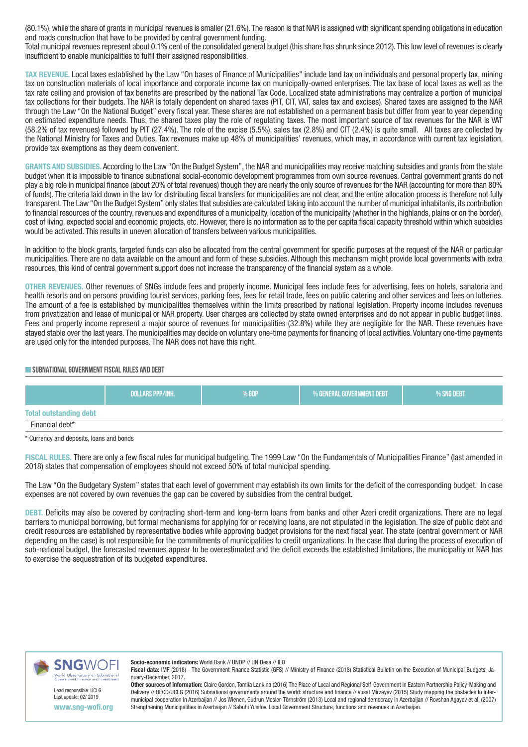(80.1%), while the share of grants in municipal revenues is smaller (21.6%). The reason is that NAR is assigned with significant spending obligations in education and roads construction that have to be provided by central government funding.

Total municipal revenues represent about 0.1% cent of the consolidated general budget (this share has shrunk since 2012). This low level of revenues is clearly insufficient to enable municipalities to fulfil their assigned responsibilities.

**TAX REVENUE.** Local taxes established by the Law "On bases of Finance of Municipalities" include land tax on individuals and personal property tax, mining tax on construction materials of local importance and corporate income tax on municipally-owned enterprises. The tax base of local taxes as well as the tax rate ceiling and provision of tax benefits are prescribed by the national Tax Code. Localized state administrations may centralize a portion of municipal tax collections for their budgets. The NAR is totally dependent on shared taxes (PIT, CIT, VAT, sales tax and excises). Shared taxes are assigned to the NAR through the Law "On the National Budget" every fiscal year. These shares are not established on a permanent basis but differ from year to year depending on estimated expenditure needs. Thus, the shared taxes play the role of regulating taxes. The most important source of tax revenues for the NAR is VAT (58.2% of tax revenues) followed by PIT (27.4%). The role of the excise (5.5%), sales tax (2.8%) and CIT (2.4%) is quite small. All taxes are collected by the National Ministry for Taxes and Duties. Tax revenues make up 48% of municipalities' revenues, which may, in accordance with current tax legislation, provide tax exemptions as they deem convenient.

**GRANTS AND SUBSIDIES.** According to the Law "On the Budget System", the NAR and municipalities may receive matching subsidies and grants from the state budget when it is impossible to finance subnational social-economic development programmes from own source revenues. Central government grants do not play a big role in municipal finance (about 20% of total revenues) though they are nearly the only source of revenues for the NAR (accounting for more than 80% of funds). The criteria laid down in the law for distributing fiscal transfers for municipalities are not clear, and the entire allocation process is therefore not fully transparent. The Law "On the Budget System" only states that subsidies are calculated taking into account the number of municipal inhabitants, its contribution to financial resources of the country, revenues and expenditures of a municipality, location of the municipality (whether in the highlands, plains or on the border), cost of living, expected social and economic projects, etc. However, there is no information as to the per capita fiscal capacity threshold within which subsidies would be activated. This results in uneven allocation of transfers between various municipalities.

In addition to the block grants, targeted funds can also be allocated from the central government for specific purposes at the request of the NAR or particular municipalities. There are no data available on the amount and form of these subsidies. Although this mechanism might provide local governments with extra resources, this kind of central government support does not increase the transparency of the financial system as a whole.

**OTHER REVENUES.** Other revenues of SNGs include fees and property income. Municipal fees include fees for advertising, fees on hotels, sanatoria and health resorts and on persons providing tourist services, parking fees, fees for retail trade, fees on public catering and other services and fees on lotteries. The amount of a fee is established by municipalities themselves within the limits prescribed by national legislation. Property income includes revenues from privatization and lease of municipal or NAR property. User charges are collected by state owned enterprises and do not appear in public budget lines. Fees and property income represent a major source of revenues for municipalities (32.8%) while they are negligible for the NAR. These revenues have stayed stable over the last years. The municipalities may decide on voluntary one-time payments for financing of local activities. Voluntary one-time payments are used only for the intended purposes. The NAR does not have this right.

## SUBNATIONAL GOVERNMENT FISCAL RULES AND DEBT

| | DOLLARS PPP/INH. | % GDP | % GENERAL GOVERNMENT DEBT | % SNG DEBT |
|---|---|---|---|---|
| **Total outstanding debt** | | | | |
| Financial debt* | | | | |

\* Currency and deposits, loans and bonds

**FISCAL RULES.** There are only a few fiscal rules for municipal budgeting. The 1999 Law "On the Fundamentals of Municipalities Finance" (last amended in 2018) states that compensation of employees should not exceed 50% of total municipal spending.

The Law "On the Budgetary System" states that each level of government may establish its own limits for the deficit of the corresponding budget. In case expenses are not covered by own revenues the gap can be covered by subsidies from the central budget.

**DEBT.** Deficits may also be covered by contracting short-term and long-term loans from banks and other Azeri credit organizations. There are no legal barriers to municipal borrowing, but formal mechanisms for applying for or receiving loans, are not stipulated in the legislation. The size of public debt and credit resources are established by representative bodies while approving budget provisions for the next fiscal year. The state (central government or NAR depending on the case) is not responsible for the commitments of municipalities to credit organizations. In the case that during the process of execution of sub-national budget, the forecasted revenues appear to be overestimated and the deficit exceeds the established limitations, the municipality or NAR has to exercise the sequestration of its budgeted expenditures.

SNGWOFI
World Observatory on Subnational Government Finance and Investment

Lead responsible: UCLG
Last update: 02/ 2019

www.sng-wofi.org

**Socio-economic indicators:** World Bank // UNDP // UN Desa // ILO

**Fiscal data:** IMF (2018) - The Government Finance Statistic (GFS) // Ministry of Finance (2018) Statistical Bulletin on the Execution of Municipal Budgets, January-December, 2017.

**Other sources of information:** Claire Gordon, Tomila Lankina (2016) The Place of Local and Regional Self-Government in Eastern Partnership Policy-Making and Delivery // OECD/UCLG (2016) Subnational governments around the world: structure and finance // Vusal Mirzayev (2015) Study mapping the obstacles to inter-municipal cooperation in Azerbaijan // Jos Wienen, Gudrun Mosler-Törnström (2013) Local and regional democracy in Azerbaijan // Rovshan Agayev et al. (2007) Strengthening Municipalities in Azerbaijan // Sabuhi Yusifov. Local Government Structure, functions and revenues in Azerbaijan.